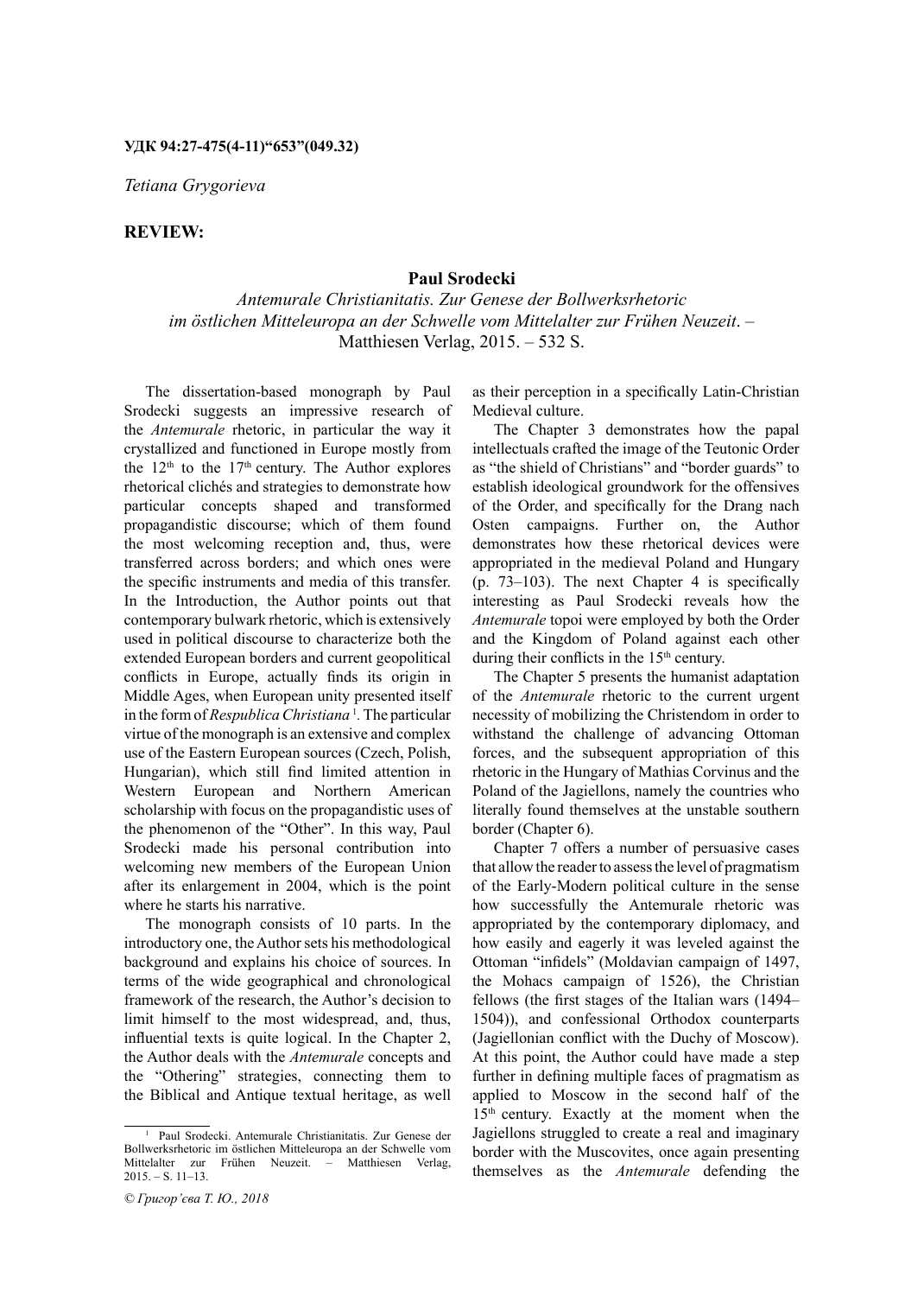**УДК 94:27-475(4-11)“653”(049.32)**

*Tetiana Grygorieva*

**REVIEW:**

## Paul Srodecki

*Antemurale Christianitatis. Zur Genese der Bollwerksrhetoric im östlichen Mitteleuropa an der Schwelle vom Mittelalter zur Frühen Neuzeit*. – Matthiesen Verlag, 2015. – 532 S.

The dissertation-based monograph by Paul Srodecki suggests an impressive research of the *Antemurale* rhetoric, in particular the way it crystallized and functioned in Europe mostly from the 12th to the 17th century. The Author explores rhetorical clichés and strategies to demonstrate how particular concepts shaped and transformed propagandistic discourse; which of them found the most welcoming reception and, thus, were transferred across borders; and which ones were the specific instruments and media of this transfer. In the Introduction, the Author points out that contemporary bulwark rhetoric, which is extensively used in political discourse to characterize both the extended European borders and current geopolitical conflicts in Europe, actually finds its origin in Middle Ages, when European unity presented itself in the form of *Respublica Christiana* [1]. The particular virtue of the monograph is an extensive and complex use of the Eastern European sources (Czech, Polish, Hungarian), which still find limited attention in Western European and Northern American scholarship with focus on the propagandistic uses of the phenomenon of the “Other”. In this way, Paul Srodecki made his personal contribution into welcoming new members of the European Union after its enlargement in 2004, which is the point where he starts his narrative.

The monograph consists of 10 parts. In the introductory one, the Author sets his methodological background and explains his choice of sources. In terms of the wide geographical and chronological framework of the research, the Author’s decision to limit himself to the most widespread, and, thus, influential texts is quite logical. In the Chapter 2, the Author deals with the *Antemurale* concepts and the “Othering” strategies, connecting them to the Biblical and Antique textual heritage, as well as their perception in a specifically Latin-Christian Medieval culture.

The Chapter 3 demonstrates how the papal intellectuals crafted the image of the Teutonic Order as “the shield of Christians” and “border guards” to establish ideological groundwork for the offensives of the Order, and specifically for the Drang nach Osten campaigns. Further on, the Author demonstrates how these rhetorical devices were appropriated in the medieval Poland and Hungary (p. 73–103). The next Chapter 4 is specifically interesting as Paul Srodecki reveals how the *Antemurale* topoi were employed by both the Order and the Kingdom of Poland against each other during their conflicts in the 15th century.

The Chapter 5 presents the humanist adaptation of the *Antemurale* rhetoric to the current urgent necessity of mobilizing the Christendom in order to withstand the challenge of advancing Ottoman forces, and the subsequent appropriation of this rhetoric in the Hungary of Mathias Corvinus and the Poland of the Jagiellons, namely the countries who literally found themselves at the unstable southern border (Chapter 6).

Chapter 7 offers a number of persuasive cases that allow the reader to assess the level of pragmatism of the Early-Modern political culture in the sense how successfully the Antemurale rhetoric was appropriated by the contemporary diplomacy, and how easily and eagerly it was leveled against the Ottoman “infidels” (Moldavian campaign of 1497, the Mohacs campaign of 1526), the Christian fellows (the first stages of the Italian wars (1494–1504)), and confessional Orthodox counterparts (Jagiellonian conflict with the Duchy of Moscow). At this point, the Author could have made a step further in defining multiple faces of pragmatism as applied to Moscow in the second half of the 15th century. Exactly at the moment when the Jagiellons struggled to create a real and imaginary border with the Muscovites, once again presenting themselves as the *Antemurale* defending the

---

[1] Paul Srodecki. Antemurale Christianitatis. Zur Genese der Bollwerksrhetoric im östlichen Mitteleuropa an der Schwelle vom Mittelalter zur Frühen Neuzeit. – Matthiesen Verlag, 2015. – S. 11–13.

*© Григор’єва Т. Ю., 2018*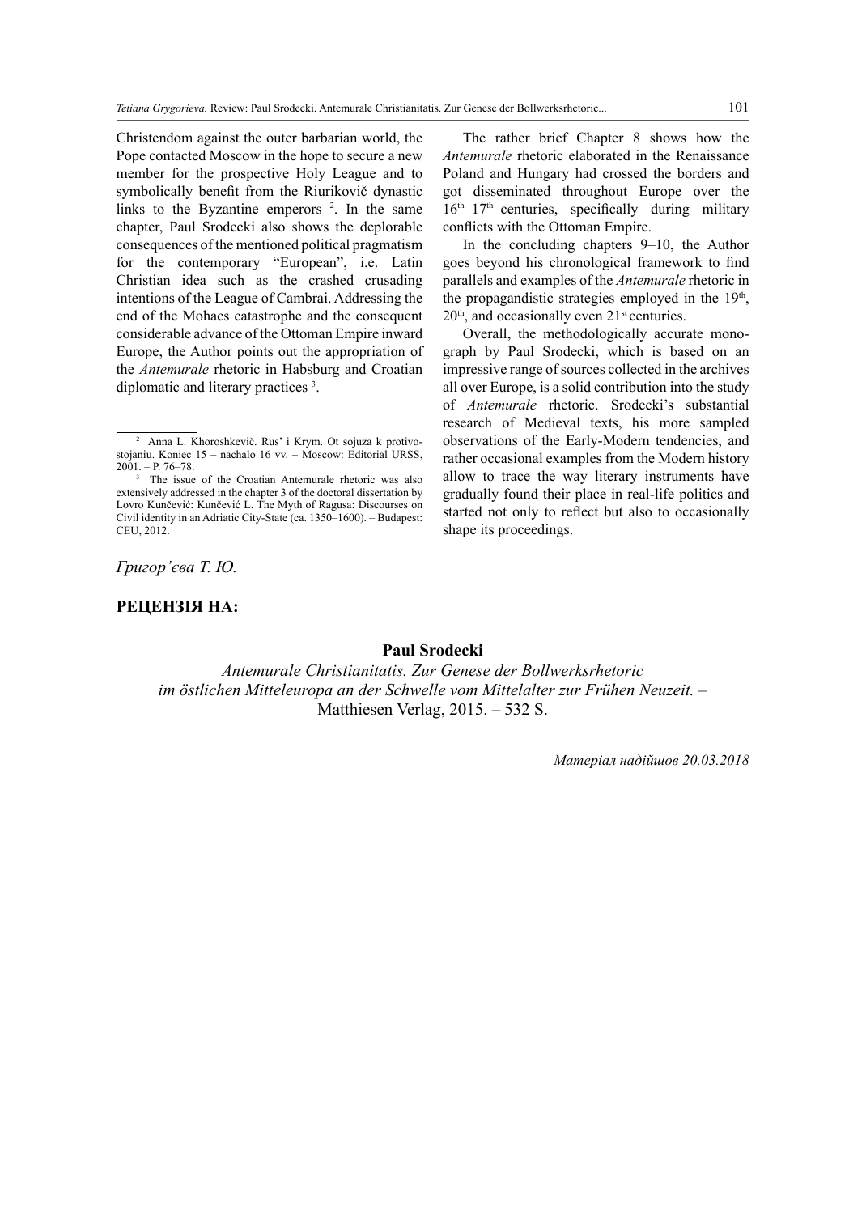Christendom against the outer barbarian world, the Pope contacted Moscow in the hope to secure a new member for the prospective Holy League and to symbolically benefit from the Riurikovič dynastic links to the Byzantine emperors [2]. In the same chapter, Paul Srodecki also shows the deplorable consequences of the mentioned political pragmatism for the contemporary "European", i.e. Latin Christian idea such as the crashed crusading intentions of the League of Cambrai. Addressing the end of the Mohacs catastrophe and the consequent considerable advance of the Ottoman Empire inward Europe, the Author points out the appropriation of the *Antemurale* rhetoric in Habsburg and Croatian diplomatic and literary practices [3].

The rather brief Chapter 8 shows how the *Antemurale* rhetoric elaborated in the Renaissance Poland and Hungary had crossed the borders and got disseminated throughout Europe over the 16th–17th centuries, specifically during military conflicts with the Ottoman Empire.

In the concluding chapters 9–10, the Author goes beyond his chronological framework to find parallels and examples of the *Antemurale* rhetoric in the propagandistic strategies employed in the 19th, 20th, and occasionally even 21st centuries.

Overall, the methodologically accurate monograph by Paul Srodecki, which is based on an impressive range of sources collected in the archives all over Europe, is a solid contribution into the study of *Antemurale* rhetoric. Srodecki's substantial research of Medieval texts, his more sampled observations of the Early-Modern tendencies, and rather occasional examples from the Modern history allow to trace the way literary instruments have gradually found their place in real-life politics and started not only to reflect but also to occasionally shape its proceedings.

---

[2] Anna L. Khoroshkevič. Rus' i Krym. Ot sojuza k protivostojaniu. Koniec 15 – nachalo 16 vv. – Moscow: Editorial URSS, 2001. – P. 76–78.

[3] The issue of the Croatian Antemurale rhetoric was also extensively addressed in the chapter 3 of the doctoral dissertation by Lovro Kunčević: Kunčević L. The Myth of Ragusa: Discourses on Civil identity in an Adriatic City-State (ca. 1350–1600). – Budapest: CEU, 2012.

*Григор'єва Т. Ю.*

**РЕЦЕНЗІЯ НА:**

**Paul Srodecki**

*Antemurale Christianitatis. Zur Genese der Bollwerksrhetoric im östlichen Mitteleuropa an der Schwelle vom Mittelalter zur Frühen Neuzeit.* – Matthiesen Verlag, 2015. – 532 S.

*Матеріал надійшов 20.03.2018*